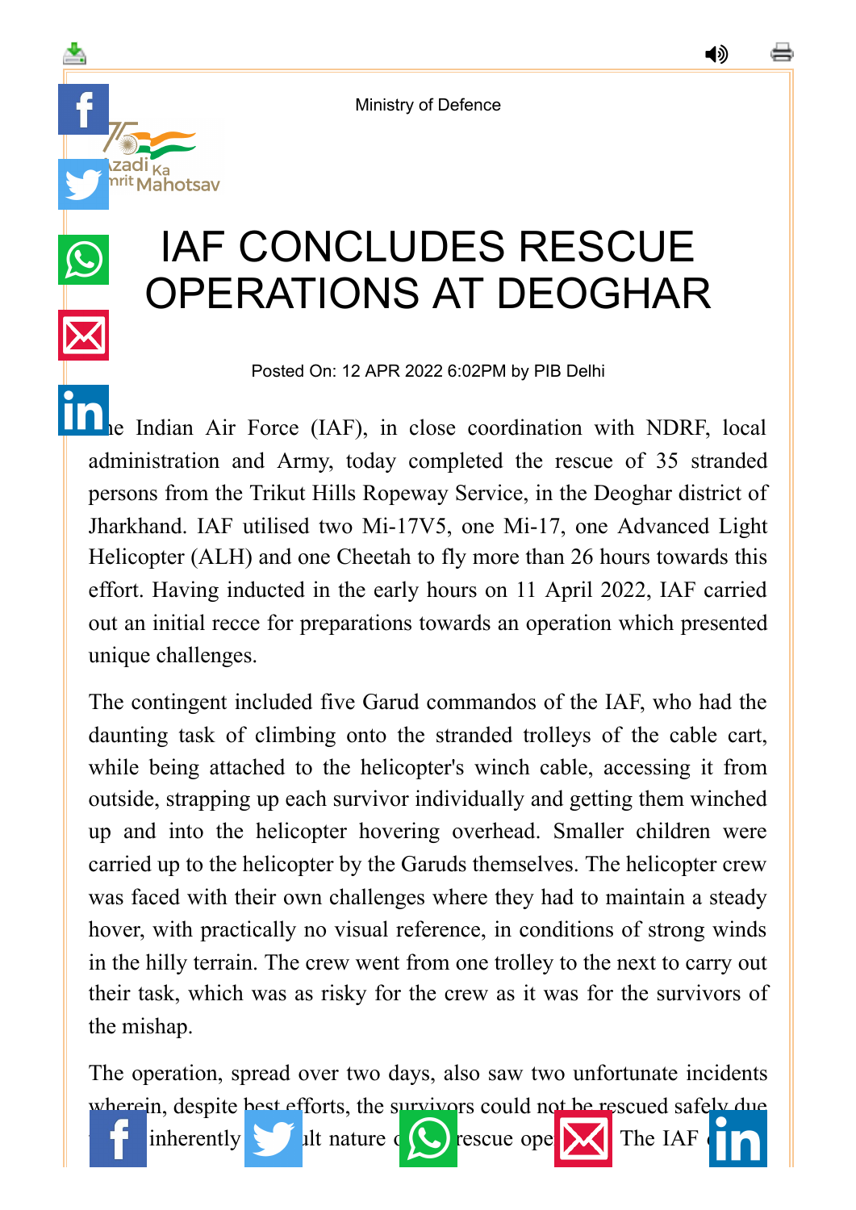Ministry of Defence

# IAF CONCLUDES RESCUE OPERATIONS AT DEOGHAR

Posted On: 12 APR 2022 6:02PM by PIB Delhi

The Indian Air Force (IAF), in close coordination with NDRF, local administration and Army, today completed the rescue of 35 stranded persons from the Trikut Hills Ropeway Service, in the Deoghar district of Jharkhand. IAF utilised two Mi-17V5, one Mi-17, one Advanced Light Helicopter (ALH) and one Cheetah to fly more than 26 hours towards this effort. Having inducted in the early hours on 11 April 2022, IAF carried out an initial recce for preparations towards an operation which presented unique challenges.

The contingent included five Garud commandos of the IAF, who had the daunting task of climbing onto the stranded trolleys of the cable cart, while being attached to the helicopter's winch cable, accessing it from outside, strapping up each survivor individually and getting them winched up and into the helicopter hovering overhead. Smaller children were carried up to the helicopter by the Garuds themselves. The helicopter crew was faced with their own challenges where they had to maintain a steady hover, with practically no visual reference, in conditions of strong winds in the hilly terrain. The crew went from one trolley to the next to carry out their task, which was as risky for the crew as it was for the survivors of the mishap.

The operation, spread over two days, also saw two unfortunate incidents wherein, despite best efforts, the survivors could not be rescued safely due ... inherently ... ult nature ... rescue ope... The IAF ...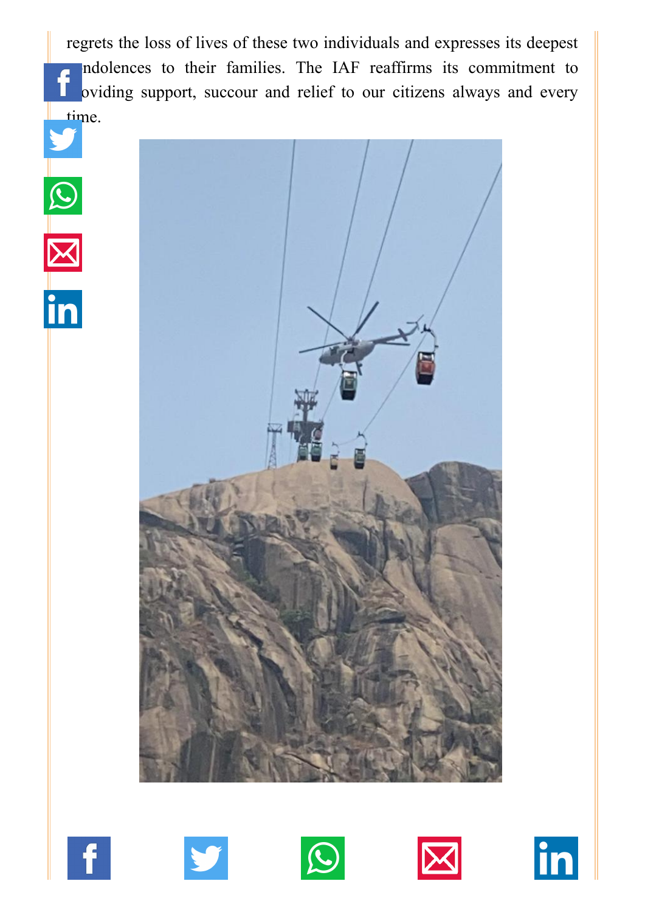regrets the loss of lives of these two individuals and expresses its deepest condolences to their families. The IAF reaffirms its commitment to providing support, succour and relief to our citizens always and every time.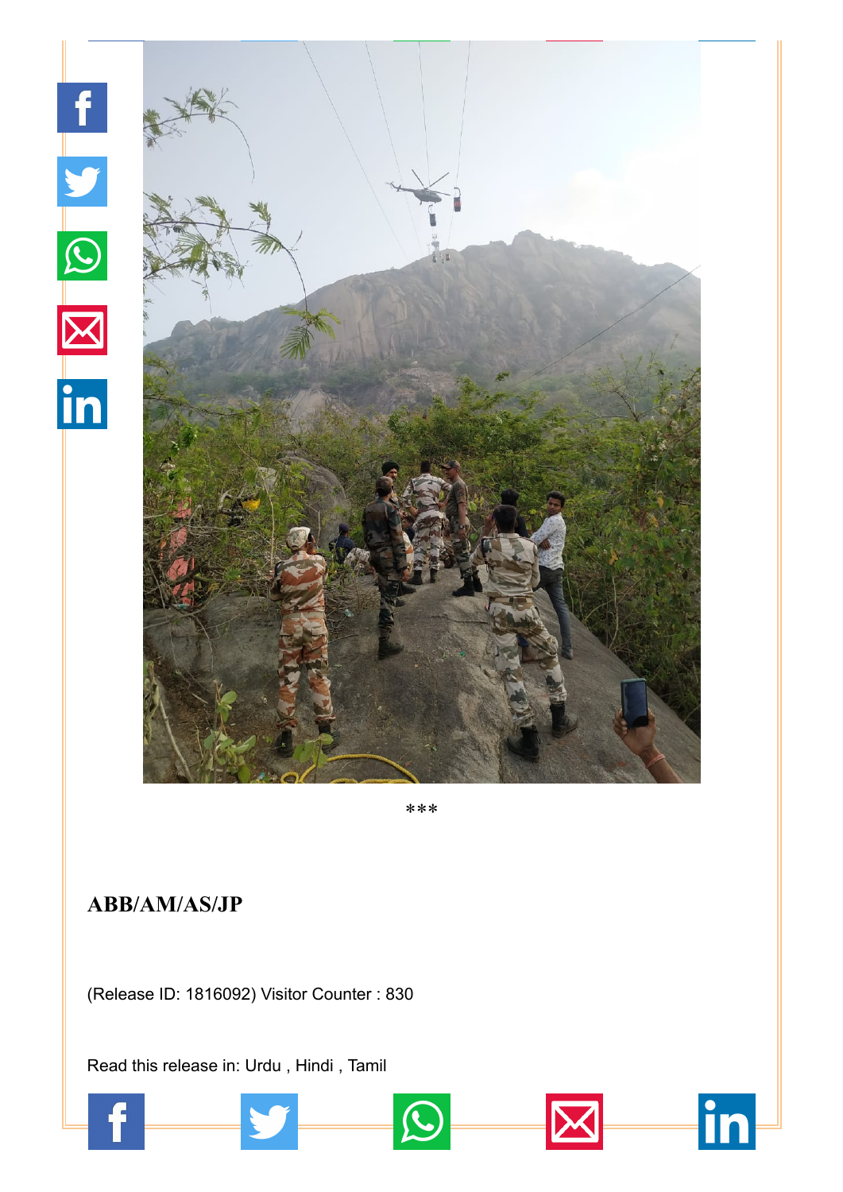***

**ABB/AM/AS/JP**

(Release ID: 1816092) Visitor Counter : 830

Read this release in: Urdu , Hindi , Tamil